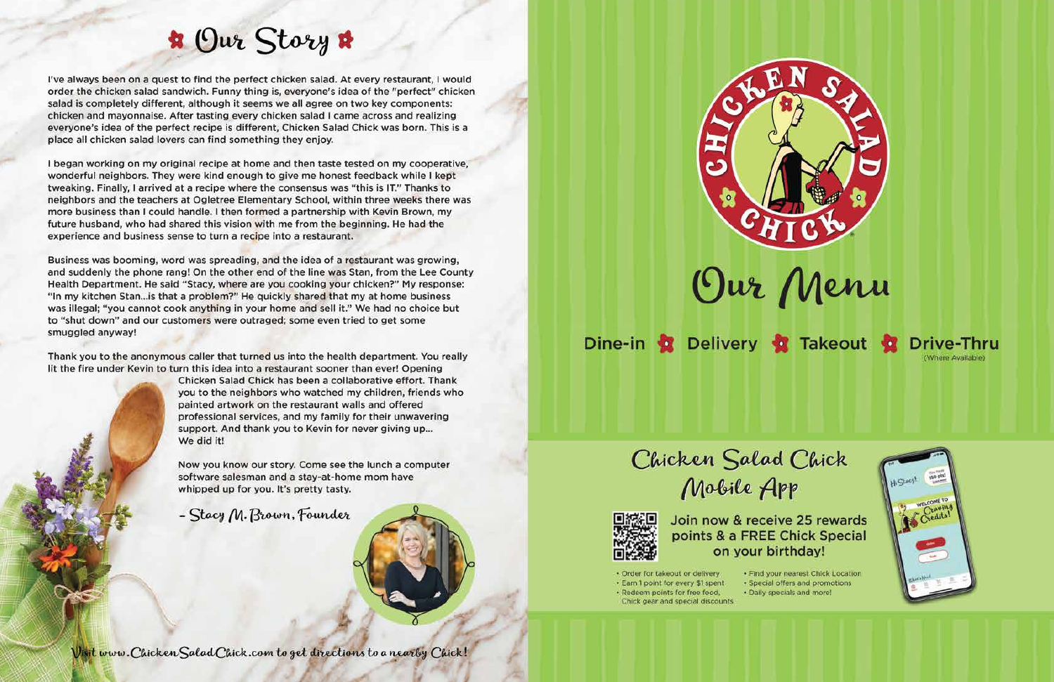# Our Story

I've always been on a quest to find the perfect chicken salad. At every restaurant, I would order the chicken salad sandwich. Funny thing is, everyone's idea of the "perfect" chicken salad is completely different, although it seems we all agree on two key components: chicken and mayonnaise. After tasting every chicken salad I came across and realizing everyone's idea of the perfect recipe is different, Chicken Salad Chick was born. This is a place all chicken salad lovers can find something they enjoy.

I began working on my original recipe at home and then taste tested on my cooperative, wonderful neighbors. They were kind enough to give me honest feedback while I kept tweaking. Finally, I arrived at a recipe where the consensus was "this is IT." Thanks to neighbors and the teachers at Ogletree Elementary School, within three weeks there was more business than I could handle. I then formed a partnership with Kevin Brown, my future husband, who had shared this vision with me from the beginning. He had the experience and business sense to turn a recipe into a restaurant.

Business was booming, word was spreading, and the idea of a restaurant was growing, and suddenly the phone rang! On the other end of the line was Stan, from the Lee County Health Department. He said "Stacy, where are you cooking your chicken?" My response: "In my kitchen Stan...is that a problem?" He quickly shared that my at home business was illegal; "you cannot cook anything in your home and sell it." We had no choice but to "shut down" and our customers were outraged; some even tried to get some smuggled anyway!

Thank you to the anonymous caller that turned us into the health department. You really lit the fire under Kevin to turn this idea into a restaurant sooner than ever! Opening Chicken Salad Chick has been a collaborative effort. Thank you to the neighbors who watched my children, friends who painted artwork on the restaurant walls and offered professional services, and my family for their unwavering support. And thank you to Kevin for never giving up... We did it!

Now you know our story. Come see the lunch a computer software salesman and a stay-at-home mom have whipped up for you. It's pretty tasty.

– Stacy M. Brown, Founder

Visit www.ChickenSaladChick.com to get directions to a nearby Chick!

CHICKEN SALAD CHICK

# Our Menu

Dine-in ✿ Delivery ✿ Takeout ✿ Drive-Thru (Where Available)

## Chicken Salad Chick Mobile App

Join now & receive 25 rewards points & a FREE Chick Special on your birthday!

- Order for takeout or delivery
- Earn 1 point for every $1 spent
- Redeem points for free food, Chick gear and special discounts
- Find your nearest Chick Location
- Special offers and promotions
- Daily specials and more!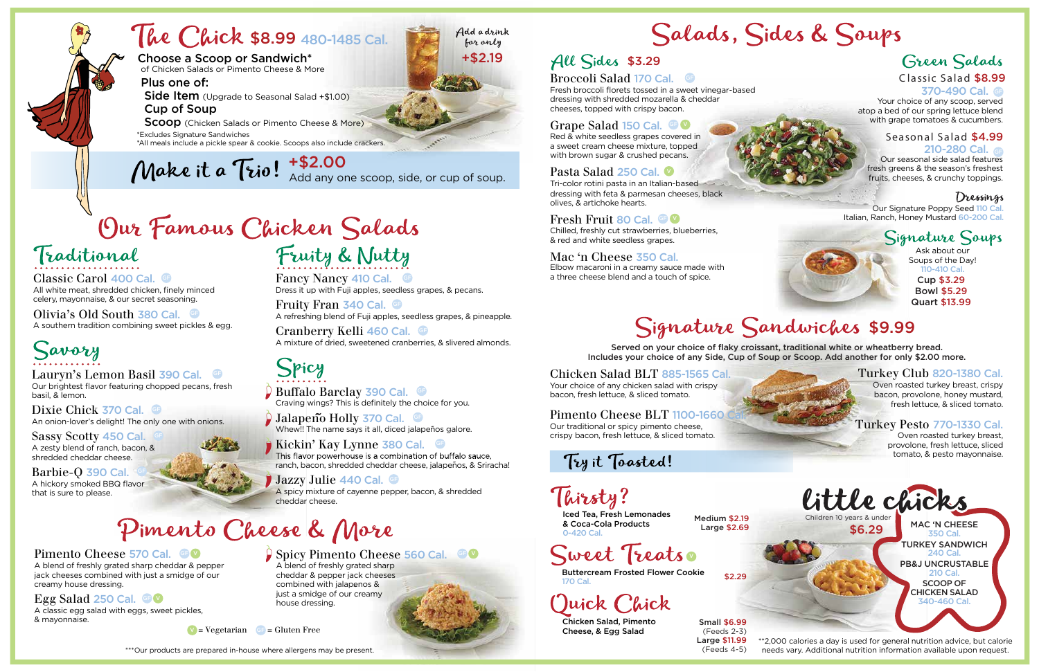# The Chick $8.99 480-1485 Cal.

Add a drink for only +$2.19

**Choose a Scoop or Sandwich***
of Chicken Salads or Pimento Cheese & More

**Plus one of:**

- **Side Item** (Upgrade to Seasonal Salad +$1.00)
- **Cup of Soup**
- **Scoop** (Chicken Salads or Pimento Cheese & More)

*Excludes Signature Sandwiches
*All meals include a pickle spear & cookie. Scoops also include crackers.

## Make it a Trio! +$2.00

Add any one scoop, side, or cup of soup.

# Our Famous Chicken Salads

## Traditional

**Classic Carol** 400 Cal. GF
All white meat, shredded chicken, finely minced celery, mayonnaise, & our secret seasoning.

**Olivia's Old South** 380 Cal. GF
A southern tradition combining sweet pickles & egg.

## Savory

**Lauryn's Lemon Basil** 390 Cal. GF
Our brightest flavor featuring chopped pecans, fresh basil, & lemon.

**Dixie Chick** 370 Cal. GF
An onion-lover's delight! The only one with onions.

**Sassy Scotty** 450 Cal. GF
A zesty blend of ranch, bacon, & shredded cheddar cheese.

**Barbie-Q** 390 Cal. GF
A hickory smoked BBQ flavor that is sure to please.

## Fruity & Nutty

**Fancy Nancy** 410 Cal. GF
Dress it up with Fuji apples, seedless grapes, & pecans.

**Fruity Fran** 340 Cal. GF
A refreshing blend of Fuji apples, seedless grapes, & pineapple.

**Cranberry Kelli** 460 Cal. GF
A mixture of dried, sweetened cranberries, & slivered almonds.

## Spicy

**Buffalo Barclay** 390 Cal. GF
Craving wings? This is definitely the choice for you.

**Jalapeño Holly** 370 Cal. GF
Whew!! The name says it all, diced jalapeños galore.

**Kickin' Kay Lynne** 380 Cal. GF
This flavor powerhouse is a combination of buffalo sauce, ranch, bacon, shredded cheddar cheese, jalapeños, & Sriracha!

**Jazzy Julie** 440 Cal. GF
A spicy mixture of cayenne pepper, bacon, & shredded cheddar cheese.

# Pimento Cheese & More

**Pimento Cheese** 570 Cal. GF V
A blend of freshly grated sharp cheddar & pepper jack cheeses combined with just a smidge of our creamy house dressing.

**Egg Salad** 250 Cal. GF V
A classic egg salad with eggs, sweet pickles, & mayonnaise.

**Spicy Pimento Cheese** 560 Cal. GF V
A blend of freshly grated sharp cheddar & pepper jack cheeses combined with jalapenos & just a smidge of our creamy house dressing.

V = Vegetarian  GF = Gluten Free

***Our products are prepared in-house where allergens may be present.

# Salads, Sides & Soups

## All Sides $3.29

**Broccoli Salad** 170 Cal. GF
Fresh broccoli florets tossed in a sweet vinegar-based dressing with shredded mozzarella & cheddar cheeses, topped with crispy bacon.

**Grape Salad** 150 Cal. GF V
Red & white seedless grapes covered in a sweet cream cheese mixture, topped with brown sugar & crushed pecans.

**Pasta Salad** 250 Cal. V
Tri-color rotini pasta in an Italian-based dressing with feta & parmesan cheeses, black olives, & artichoke hearts.

**Fresh Fruit** 80 Cal. GF V
Chilled, freshly cut strawberries, blueberries, & red and white seedless grapes.

**Mac 'n Cheese** 350 Cal.
Elbow macaroni in a creamy sauce made with a three cheese blend and a touch of spice.

## Green Salads

**Classic Salad** $8.99
370-490 Cal. GF
Your choice of any scoop, served atop a bed of our spring lettuce blend with grape tomatoes & cucumbers.

**Seasonal Salad** $4.99
210-280 Cal. GF
Our seasonal side salad features fresh greens & the season's freshest fruits, cheeses, & crunchy toppings.

### Dressings

Our Signature Poppy Seed 110 Cal.
Italian, Ranch, Honey Mustard 60-200 Cal.

## Signature Soups

Ask about our Soups of the Day!
110-410 Cal.

**Cup** $3.29
**Bowl** $5.29
**Quart** $13.99

# Signature Sandwiches $9.99

Served on your choice of flaky croissant, traditional white or wheatberry bread.
Includes your choice of any Side, Cup of Soup or Scoop. Add another for only $2.00 more.

**Chicken Salad BLT** 885-1565 Cal.
Your choice of any chicken salad with crispy bacon, fresh lettuce, & sliced tomato.

**Pimento Cheese BLT** 1100-1660 Cal.
Our traditional or spicy pimento cheese, crispy bacon, fresh lettuce, & sliced tomato.

**Turkey Club** 820-1380 Cal.
Oven roasted turkey breast, crispy bacon, provolone, honey mustard, fresh lettuce, & sliced tomato.

**Turkey Pesto** 770-1330 Cal.
Oven roasted turkey breast, provolone, fresh lettuce, sliced tomato, & pesto mayonnaise.

## Try it Toasted!

## Thirsty?

Iced Tea, Fresh Lemonades & Coca-Cola Products
0-420 Cal.

Medium $2.19
Large $2.69

## Sweet Treats V

Buttercream Frosted Flower Cookie
170 Cal.

$2.29

## Quick Chick

Chicken Salad, Pimento Cheese, & Egg Salad

Small $6.99 (Feeds 2-3)
Large $11.99 (Feeds 4-5)

## little chicks

Children 10 years & under
$6.29

- MAC 'N CHEESE 350 Cal.
- TURKEY SANDWICH 240 Cal.
- PB&J UNCRUSTABLE 210 Cal.
- SCOOP OF CHICKEN SALAD 340-460 Cal.

**2,000 calories a day is used for general nutrition advice, but calorie needs vary. Additional nutrition information available upon request.